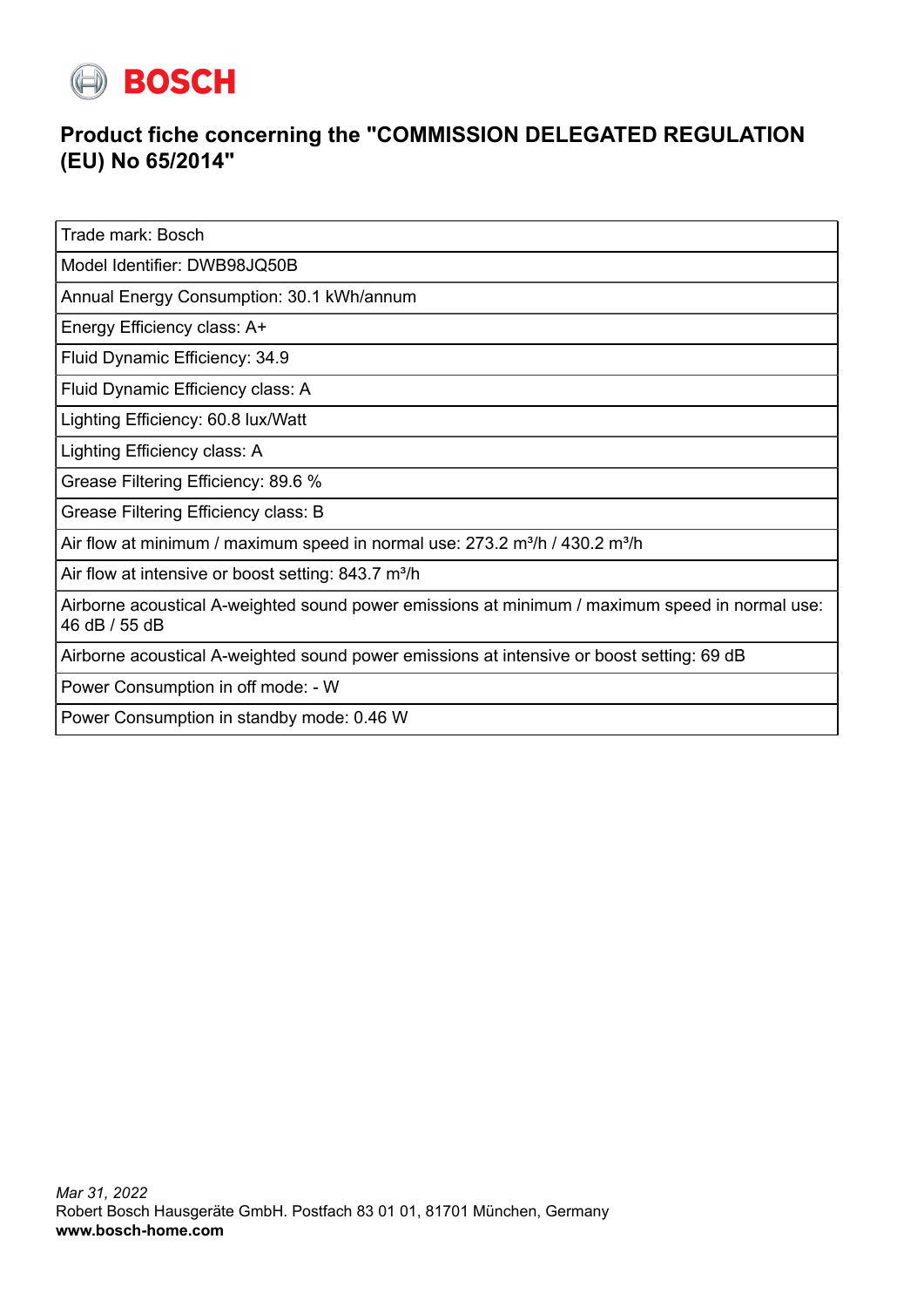BOSCH

# Product fiche concerning the "COMMISSION DELEGATED REGULATION (EU) No 65/2014"

| Trade mark: Bosch |
|---|
| Model Identifier: DWB98JQ50B |
| Annual Energy Consumption: 30.1 kWh/annum |
| Energy Efficiency class: A+ |
| Fluid Dynamic Efficiency: 34.9 |
| Fluid Dynamic Efficiency class: A |
| Lighting Efficiency: 60.8 lux/Watt |
| Lighting Efficiency class: A |
| Grease Filtering Efficiency: 89.6 % |
| Grease Filtering Efficiency class: B |
| Air flow at minimum / maximum speed in normal use: 273.2 m³/h / 430.2 m³/h |
| Air flow at intensive or boost setting: 843.7 m³/h |
| Airborne acoustical A-weighted sound power emissions at minimum / maximum speed in normal use: 46 dB / 55 dB |
| Airborne acoustical A-weighted sound power emissions at intensive or boost setting: 69 dB |
| Power Consumption in off mode: - W |
| Power Consumption in standby mode: 0.46 W |

*Mar 31, 2022*
Robert Bosch Hausgeräte GmbH. Postfach 83 01 01, 81701 München, Germany
**www.bosch-home.com**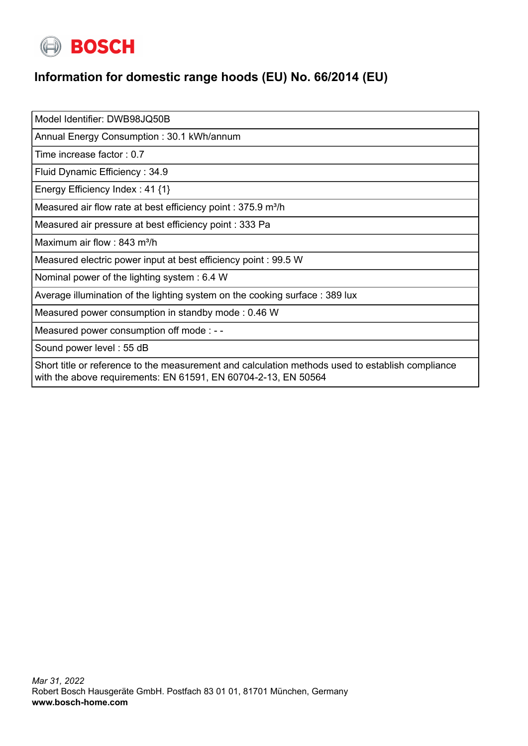BOSCH

## Information for domestic range hoods (EU) No. 66/2014 (EU)

| |
|---|
| Model Identifier: DWB98JQ50B |
| Annual Energy Consumption : 30.1 kWh/annum |
| Time increase factor : 0.7 |
| Fluid Dynamic Efficiency : 34.9 |
| Energy Efficiency Index : 41 {1} |
| Measured air flow rate at best efficiency point : 375.9 m³/h |
| Measured air pressure at best efficiency point : 333 Pa |
| Maximum air flow : 843 m³/h |
| Measured electric power input at best efficiency point : 99.5 W |
| Nominal power of the lighting system : 6.4 W |
| Average illumination of the lighting system on the cooking surface : 389 lux |
| Measured power consumption in standby mode : 0.46 W |
| Measured power consumption off mode : - - |
| Sound power level : 55 dB |
| Short title or reference to the measurement and calculation methods used to establish compliance with the above requirements: EN 61591, EN 60704-2-13, EN 50564 |

*Mar 31, 2022*
Robert Bosch Hausgeräte GmbH. Postfach 83 01 01, 81701 München, Germany
**www.bosch-home.com**